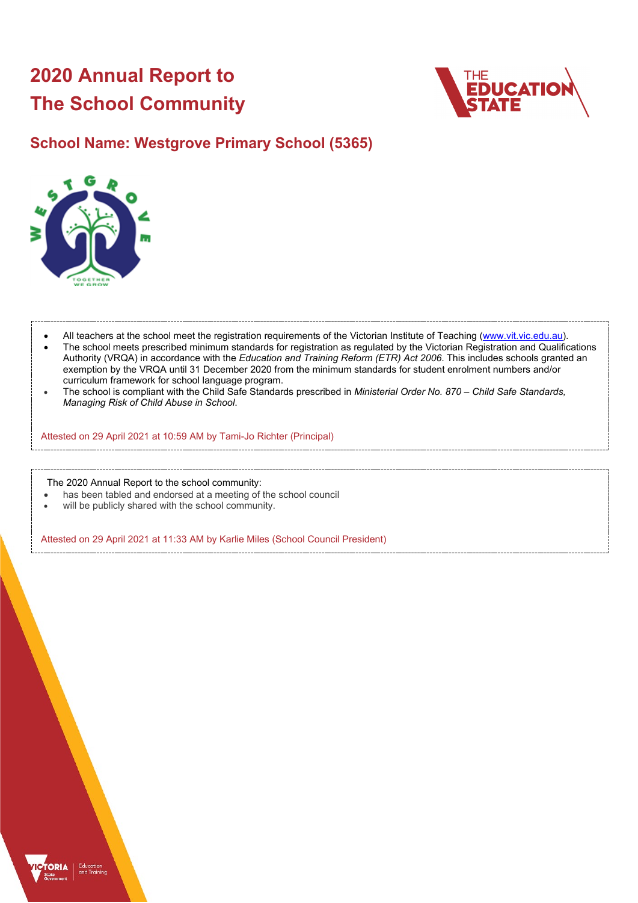# 2020 Annual Report to The School Community

## School Name: Westgrove Primary School (5365)

- All teachers at the school meet the registration requirements of the Victorian Institute of Teaching (www.vit.vic.edu.au).
- The school meets prescribed minimum standards for registration as regulated by the Victorian Registration and Qualifications Authority (VRQA) in accordance with the *Education and Training Reform (ETR) Act 2006*. This includes schools granted an exemption by the VRQA until 31 December 2020 from the minimum standards for student enrolment numbers and/or curriculum framework for school language program.
- The school is compliant with the Child Safe Standards prescribed in *Ministerial Order No. 870 – Child Safe Standards, Managing Risk of Child Abuse in School*.

Attested on 29 April 2021 at 10:59 AM by Tami-Jo Richter (Principal)

The 2020 Annual Report to the school community:

- has been tabled and endorsed at a meeting of the school council
- will be publicly shared with the school community.

Attested on 29 April 2021 at 11:33 AM by Karlie Miles (School Council President)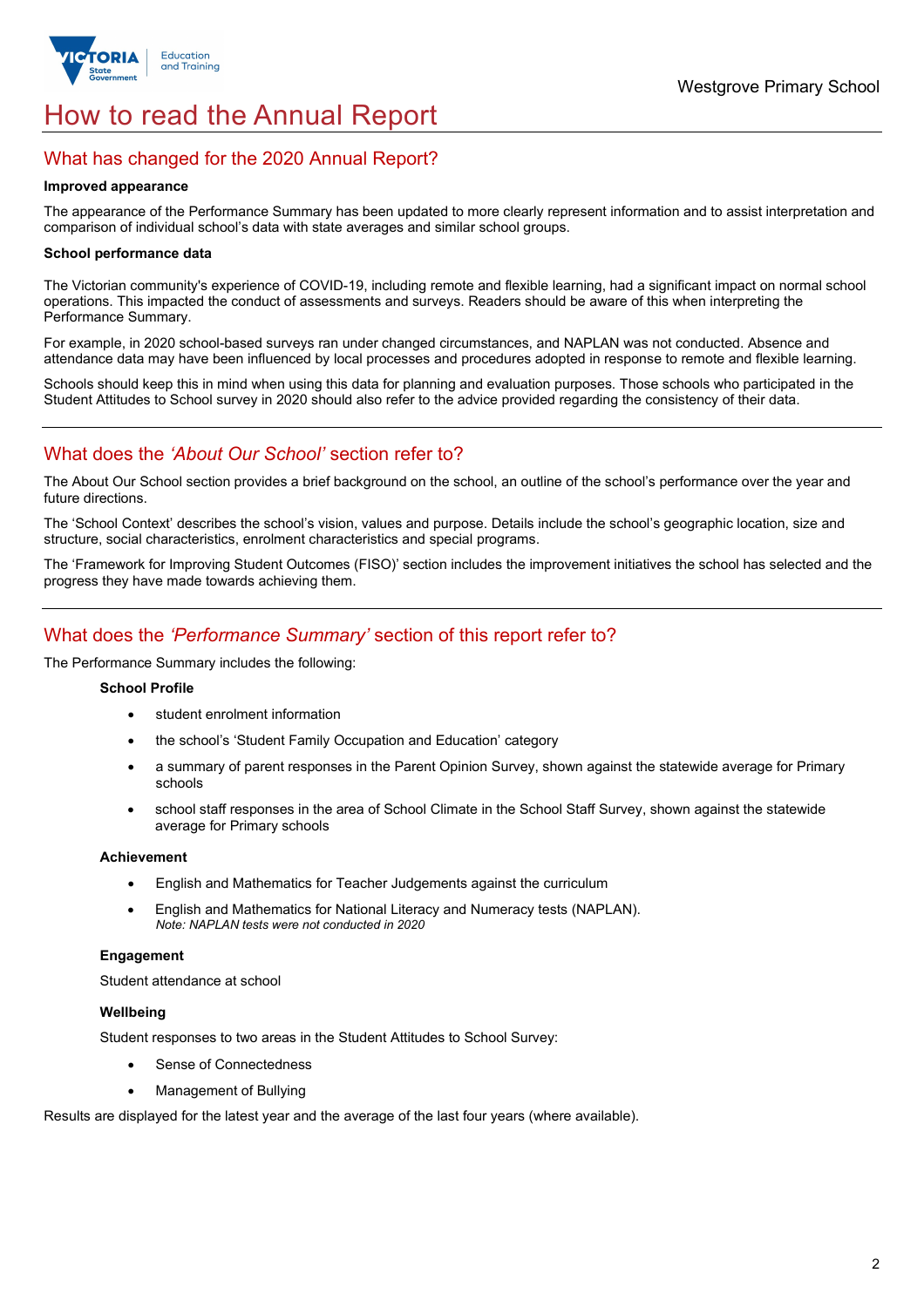# How to read the Annual Report

## What has changed for the 2020 Annual Report?

**Improved appearance**

The appearance of the Performance Summary has been updated to more clearly represent information and to assist interpretation and comparison of individual school's data with state averages and similar school groups.

**School performance data**

The Victorian community's experience of COVID-19, including remote and flexible learning, had a significant impact on normal school operations. This impacted the conduct of assessments and surveys. Readers should be aware of this when interpreting the Performance Summary.

For example, in 2020 school-based surveys ran under changed circumstances, and NAPLAN was not conducted. Absence and attendance data may have been influenced by local processes and procedures adopted in response to remote and flexible learning.

Schools should keep this in mind when using this data for planning and evaluation purposes. Those schools who participated in the Student Attitudes to School survey in 2020 should also refer to the advice provided regarding the consistency of their data.

## What does the *'About Our School'* section refer to?

The About Our School section provides a brief background on the school, an outline of the school's performance over the year and future directions.

The 'School Context' describes the school's vision, values and purpose. Details include the school's geographic location, size and structure, social characteristics, enrolment characteristics and special programs.

The 'Framework for Improving Student Outcomes (FISO)' section includes the improvement initiatives the school has selected and the progress they have made towards achieving them.

## What does the *'Performance Summary'* section of this report refer to?

The Performance Summary includes the following:

**School Profile**

- student enrolment information
- the school's 'Student Family Occupation and Education' category
- a summary of parent responses in the Parent Opinion Survey, shown against the statewide average for Primary schools
- school staff responses in the area of School Climate in the School Staff Survey, shown against the statewide average for Primary schools

**Achievement**

- English and Mathematics for Teacher Judgements against the curriculum
- English and Mathematics for National Literacy and Numeracy tests (NAPLAN).
  *Note: NAPLAN tests were not conducted in 2020*

**Engagement**

Student attendance at school

**Wellbeing**

Student responses to two areas in the Student Attitudes to School Survey:

- Sense of Connectedness
- Management of Bullying

Results are displayed for the latest year and the average of the last four years (where available).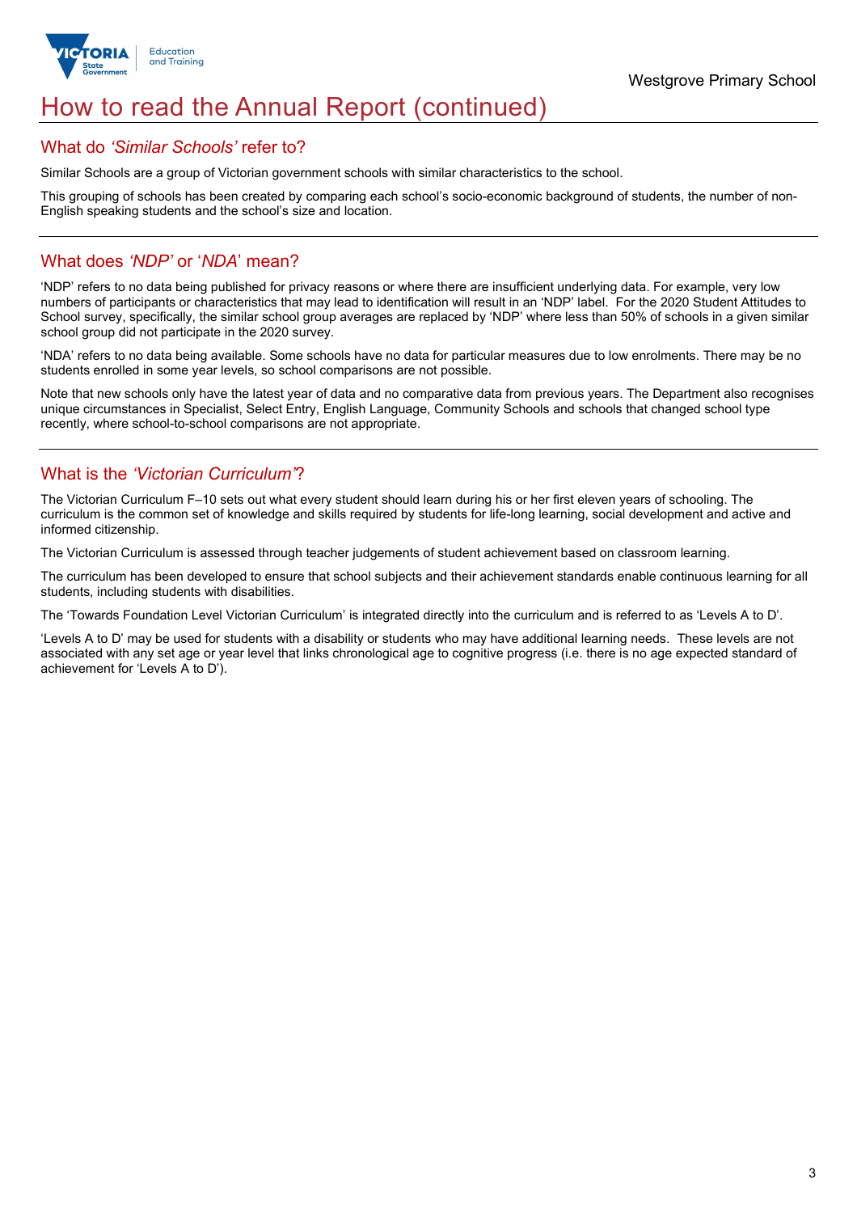# How to read the Annual Report (continued)

## What do *'Similar Schools'* refer to?

Similar Schools are a group of Victorian government schools with similar characteristics to the school.

This grouping of schools has been created by comparing each school's socio-economic background of students, the number of non-English speaking students and the school's size and location.

## What does *'NDP'* or '*NDA*' mean?

'NDP' refers to no data being published for privacy reasons or where there are insufficient underlying data. For example, very low numbers of participants or characteristics that may lead to identification will result in an 'NDP' label. For the 2020 Student Attitudes to School survey, specifically, the similar school group averages are replaced by 'NDP' where less than 50% of schools in a given similar school group did not participate in the 2020 survey.

'NDA' refers to no data being available. Some schools have no data for particular measures due to low enrolments. There may be no students enrolled in some year levels, so school comparisons are not possible.

Note that new schools only have the latest year of data and no comparative data from previous years. The Department also recognises unique circumstances in Specialist, Select Entry, English Language, Community Schools and schools that changed school type recently, where school-to-school comparisons are not appropriate.

## What is the *'Victorian Curriculum'*?

The Victorian Curriculum F–10 sets out what every student should learn during his or her first eleven years of schooling. The curriculum is the common set of knowledge and skills required by students for life-long learning, social development and active and informed citizenship.

The Victorian Curriculum is assessed through teacher judgements of student achievement based on classroom learning.

The curriculum has been developed to ensure that school subjects and their achievement standards enable continuous learning for all students, including students with disabilities.

The 'Towards Foundation Level Victorian Curriculum' is integrated directly into the curriculum and is referred to as 'Levels A to D'.

'Levels A to D' may be used for students with a disability or students who may have additional learning needs. These levels are not associated with any set age or year level that links chronological age to cognitive progress (i.e. there is no age expected standard of achievement for 'Levels A to D').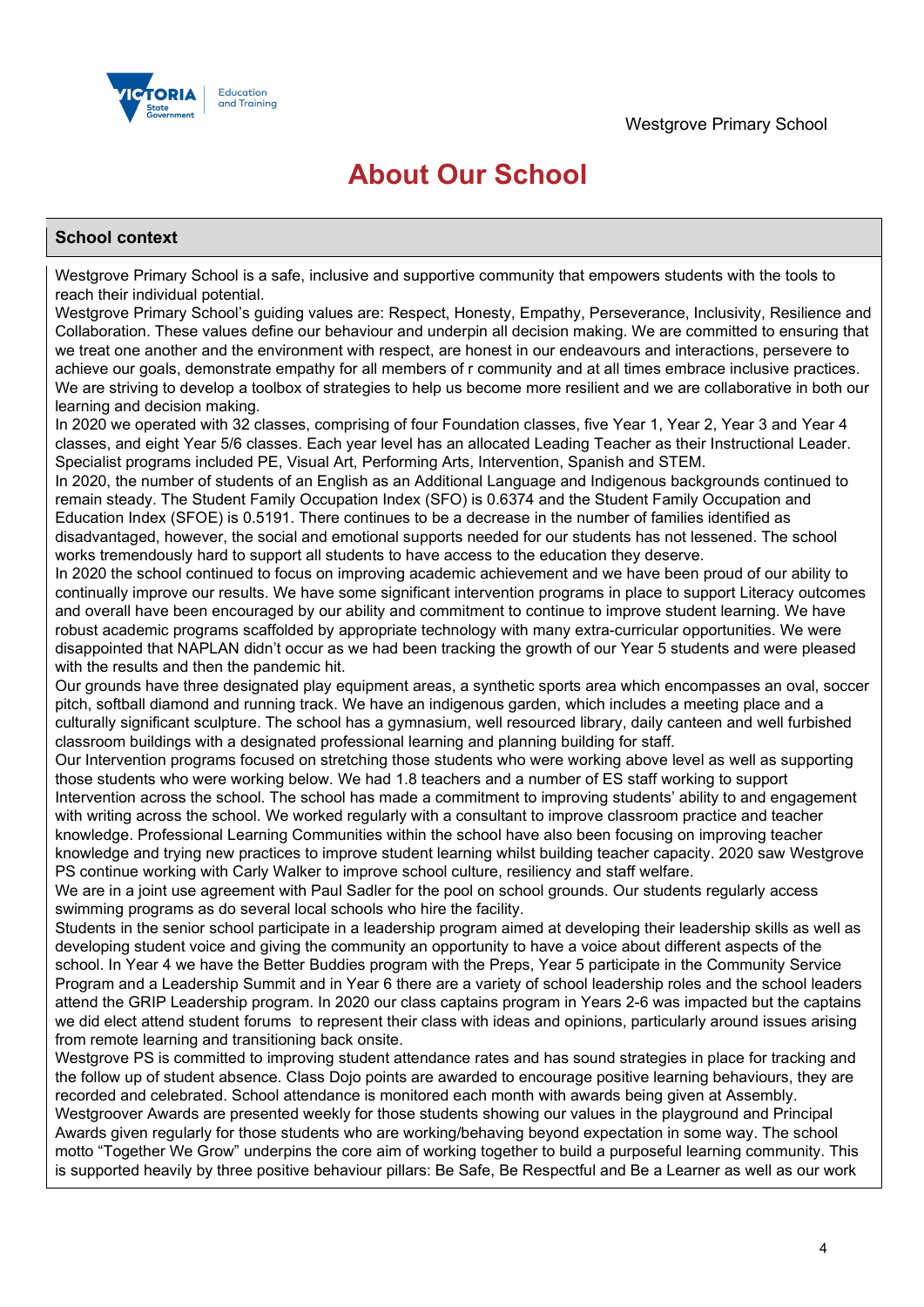# About Our School

## School context

Westgrove Primary School is a safe, inclusive and supportive community that empowers students with the tools to reach their individual potential.

Westgrove Primary School's guiding values are: Respect, Honesty, Empathy, Perseverance, Inclusivity, Resilience and Collaboration. These values define our behaviour and underpin all decision making. We are committed to ensuring that we treat one another and the environment with respect, are honest in our endeavours and interactions, persevere to achieve our goals, demonstrate empathy for all members of r community and at all times embrace inclusive practices. We are striving to develop a toolbox of strategies to help us become more resilient and we are collaborative in both our learning and decision making.

In 2020 we operated with 32 classes, comprising of four Foundation classes, five Year 1, Year 2, Year 3 and Year 4 classes, and eight Year 5/6 classes. Each year level has an allocated Leading Teacher as their Instructional Leader. Specialist programs included PE, Visual Art, Performing Arts, Intervention, Spanish and STEM.

In 2020, the number of students of an English as an Additional Language and Indigenous backgrounds continued to remain steady. The Student Family Occupation Index (SFO) is 0.6374 and the Student Family Occupation and Education Index (SFOE) is 0.5191. There continues to be a decrease in the number of families identified as disadvantaged, however, the social and emotional supports needed for our students has not lessened. The school works tremendously hard to support all students to have access to the education they deserve.

In 2020 the school continued to focus on improving academic achievement and we have been proud of our ability to continually improve our results. We have some significant intervention programs in place to support Literacy outcomes and overall have been encouraged by our ability and commitment to continue to improve student learning. We have robust academic programs scaffolded by appropriate technology with many extra-curricular opportunities. We were disappointed that NAPLAN didn't occur as we had been tracking the growth of our Year 5 students and were pleased with the results and then the pandemic hit.

Our grounds have three designated play equipment areas, a synthetic sports area which encompasses an oval, soccer pitch, softball diamond and running track. We have an indigenous garden, which includes a meeting place and a culturally significant sculpture. The school has a gymnasium, well resourced library, daily canteen and well furbished classroom buildings with a designated professional learning and planning building for staff.

Our Intervention programs focused on stretching those students who were working above level as well as supporting those students who were working below. We had 1.8 teachers and a number of ES staff working to support Intervention across the school. The school has made a commitment to improving students' ability to and engagement with writing across the school. We worked regularly with a consultant to improve classroom practice and teacher knowledge. Professional Learning Communities within the school have also been focusing on improving teacher knowledge and trying new practices to improve student learning whilst building teacher capacity. 2020 saw Westgrove PS continue working with Carly Walker to improve school culture, resiliency and staff welfare.

We are in a joint use agreement with Paul Sadler for the pool on school grounds. Our students regularly access swimming programs as do several local schools who hire the facility.

Students in the senior school participate in a leadership program aimed at developing their leadership skills as well as developing student voice and giving the community an opportunity to have a voice about different aspects of the school. In Year 4 we have the Better Buddies program with the Preps, Year 5 participate in the Community Service Program and a Leadership Summit and in Year 6 there are a variety of school leadership roles and the school leaders attend the GRIP Leadership program. In 2020 our class captains program in Years 2-6 was impacted but the captains we did elect attend student forums to represent their class with ideas and opinions, particularly around issues arising from remote learning and transitioning back onsite.

Westgrove PS is committed to improving student attendance rates and has sound strategies in place for tracking and the follow up of student absence. Class Dojo points are awarded to encourage positive learning behaviours, they are recorded and celebrated. School attendance is monitored each month with awards being given at Assembly. Westgroover Awards are presented weekly for those students showing our values in the playground and Principal Awards given regularly for those students who are working/behaving beyond expectation in some way. The school motto "Together We Grow" underpins the core aim of working together to build a purposeful learning community. This is supported heavily by three positive behaviour pillars: Be Safe, Be Respectful and Be a Learner as well as our work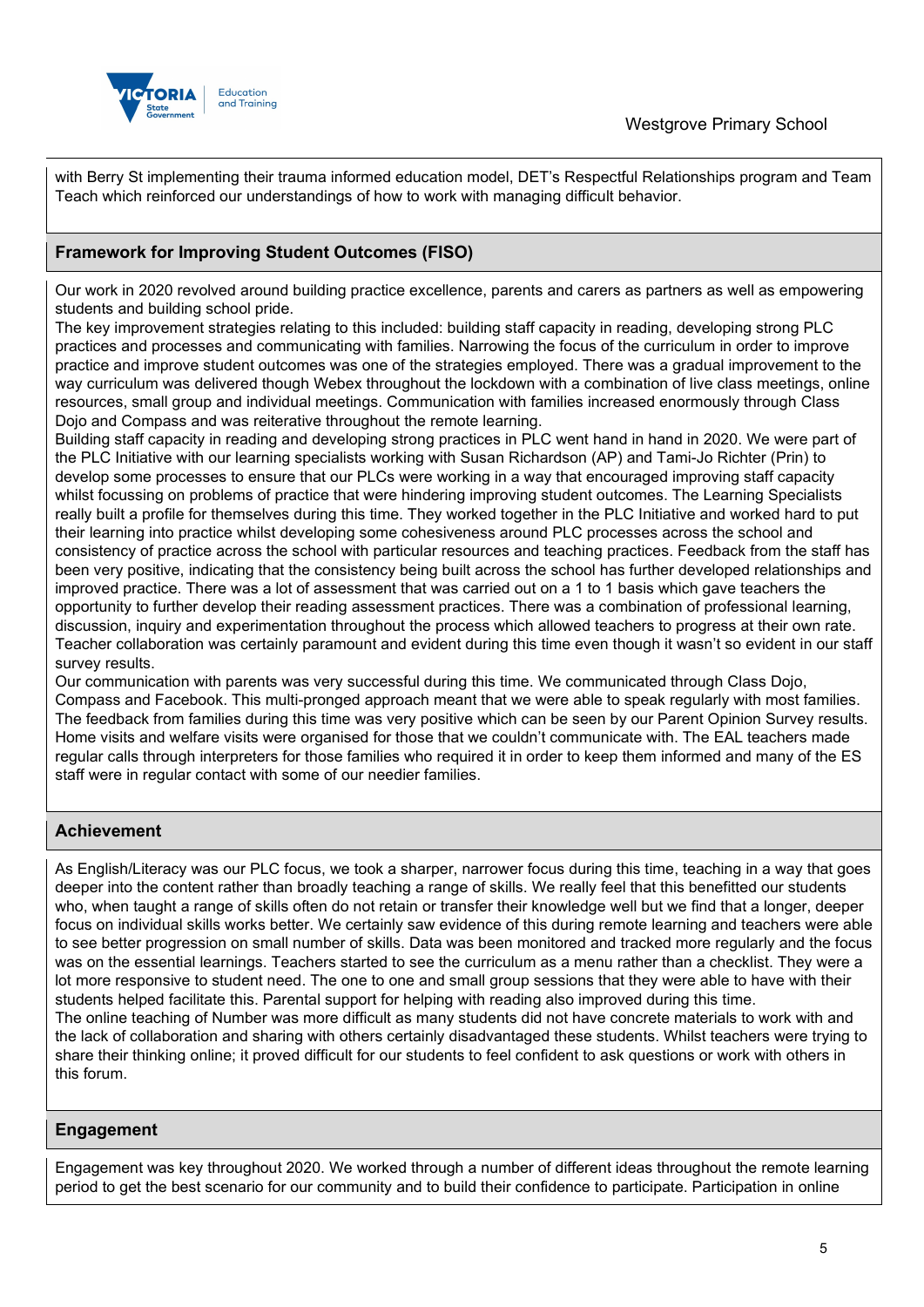with Berry St implementing their trauma informed education model, DET's Respectful Relationships program and Team Teach which reinforced our understandings of how to work with managing difficult behavior.

## Framework for Improving Student Outcomes (FISO)

Our work in 2020 revolved around building practice excellence, parents and carers as partners as well as empowering students and building school pride.

The key improvement strategies relating to this included: building staff capacity in reading, developing strong PLC practices and processes and communicating with families. Narrowing the focus of the curriculum in order to improve practice and improve student outcomes was one of the strategies employed. There was a gradual improvement to the way curriculum was delivered though Webex throughout the lockdown with a combination of live class meetings, online resources, small group and individual meetings. Communication with families increased enormously through Class Dojo and Compass and was reiterative throughout the remote learning.

Building staff capacity in reading and developing strong practices in PLC went hand in hand in 2020. We were part of the PLC Initiative with our learning specialists working with Susan Richardson (AP) and Tami-Jo Richter (Prin) to develop some processes to ensure that our PLCs were working in a way that encouraged improving staff capacity whilst focussing on problems of practice that were hindering improving student outcomes. The Learning Specialists really built a profile for themselves during this time. They worked together in the PLC Initiative and worked hard to put their learning into practice whilst developing some cohesiveness around PLC processes across the school and consistency of practice across the school with particular resources and teaching practices. Feedback from the staff has been very positive, indicating that the consistency being built across the school has further developed relationships and improved practice. There was a lot of assessment that was carried out on a 1 to 1 basis which gave teachers the opportunity to further develop their reading assessment practices. There was a combination of professional learning, discussion, inquiry and experimentation throughout the process which allowed teachers to progress at their own rate. Teacher collaboration was certainly paramount and evident during this time even though it wasn't so evident in our staff survey results.

Our communication with parents was very successful during this time. We communicated through Class Dojo, Compass and Facebook. This multi-pronged approach meant that we were able to speak regularly with most families. The feedback from families during this time was very positive which can be seen by our Parent Opinion Survey results. Home visits and welfare visits were organised for those that we couldn't communicate with. The EAL teachers made regular calls through interpreters for those families who required it in order to keep them informed and many of the ES staff were in regular contact with some of our needier families.

## Achievement

As English/Literacy was our PLC focus, we took a sharper, narrower focus during this time, teaching in a way that goes deeper into the content rather than broadly teaching a range of skills. We really feel that this benefitted our students who, when taught a range of skills often do not retain or transfer their knowledge well but we find that a longer, deeper focus on individual skills works better. We certainly saw evidence of this during remote learning and teachers were able to see better progression on small number of skills. Data was been monitored and tracked more regularly and the focus was on the essential learnings. Teachers started to see the curriculum as a menu rather than a checklist. They were a lot more responsive to student need. The one to one and small group sessions that they were able to have with their students helped facilitate this. Parental support for helping with reading also improved during this time.

The online teaching of Number was more difficult as many students did not have concrete materials to work with and the lack of collaboration and sharing with others certainly disadvantaged these students. Whilst teachers were trying to share their thinking online; it proved difficult for our students to feel confident to ask questions or work with others in this forum.

## Engagement

Engagement was key throughout 2020. We worked through a number of different ideas throughout the remote learning period to get the best scenario for our community and to build their confidence to participate. Participation in online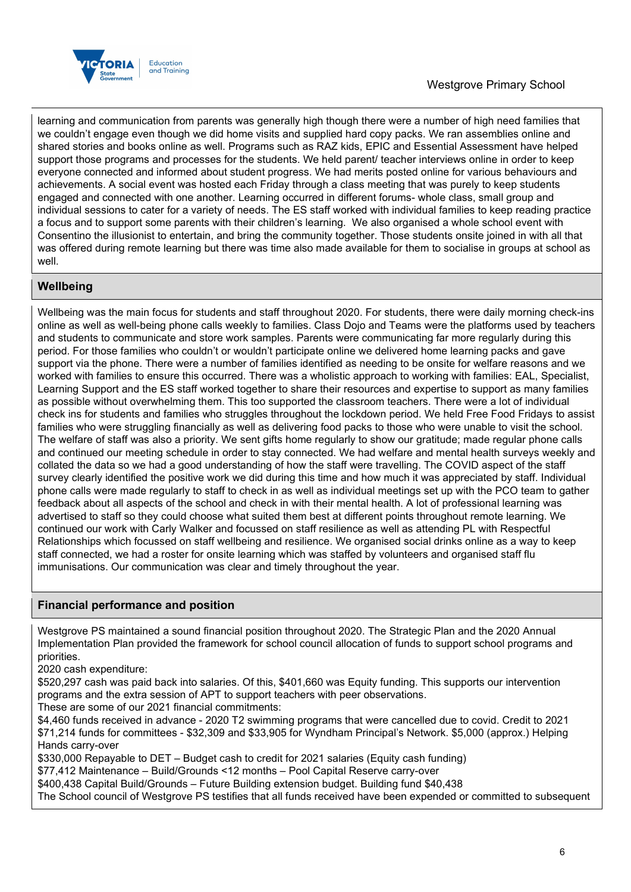learning and communication from parents was generally high though there were a number of high need families that we couldn't engage even though we did home visits and supplied hard copy packs. We ran assemblies online and shared stories and books online as well. Programs such as RAZ kids, EPIC and Essential Assessment have helped support those programs and processes for the students. We held parent/ teacher interviews online in order to keep everyone connected and informed about student progress. We had merits posted online for various behaviours and achievements. A social event was hosted each Friday through a class meeting that was purely to keep students engaged and connected with one another. Learning occurred in different forums- whole class, small group and individual sessions to cater for a variety of needs. The ES staff worked with individual families to keep reading practice a focus and to support some parents with their children's learning. We also organised a whole school event with Consentino the illusionist to entertain, and bring the community together. Those students onsite joined in with all that was offered during remote learning but there was time also made available for them to socialise in groups at school as well.

## Wellbeing

Wellbeing was the main focus for students and staff throughout 2020. For students, there were daily morning check-ins online as well as well-being phone calls weekly to families. Class Dojo and Teams were the platforms used by teachers and students to communicate and store work samples. Parents were communicating far more regularly during this period. For those families who couldn't or wouldn't participate online we delivered home learning packs and gave support via the phone. There were a number of families identified as needing to be onsite for welfare reasons and we worked with families to ensure this occurred. There was a wholistic approach to working with families: EAL, Specialist, Learning Support and the ES staff worked together to share their resources and expertise to support as many families as possible without overwhelming them. This too supported the classroom teachers. There were a lot of individual check ins for students and families who struggles throughout the lockdown period. We held Free Food Fridays to assist families who were struggling financially as well as delivering food packs to those who were unable to visit the school. The welfare of staff was also a priority. We sent gifts home regularly to show our gratitude; made regular phone calls and continued our meeting schedule in order to stay connected. We had welfare and mental health surveys weekly and collated the data so we had a good understanding of how the staff were travelling. The COVID aspect of the staff survey clearly identified the positive work we did during this time and how much it was appreciated by staff. Individual phone calls were made regularly to staff to check in as well as individual meetings set up with the PCO team to gather feedback about all aspects of the school and check in with their mental health. A lot of professional learning was advertised to staff so they could choose what suited them best at different points throughout remote learning. We continued our work with Carly Walker and focussed on staff resilience as well as attending PL with Respectful Relationships which focussed on staff wellbeing and resilience. We organised social drinks online as a way to keep staff connected, we had a roster for onsite learning which was staffed by volunteers and organised staff flu immunisations. Our communication was clear and timely throughout the year.

## Financial performance and position

Westgrove PS maintained a sound financial position throughout 2020. The Strategic Plan and the 2020 Annual Implementation Plan provided the framework for school council allocation of funds to support school programs and priorities.

2020 cash expenditure:

$520,297 cash was paid back into salaries. Of this, $401,660 was Equity funding. This supports our intervention programs and the extra session of APT to support teachers with peer observations.

These are some of our 2021 financial commitments:

$4,460 funds received in advance - 2020 T2 swimming programs that were cancelled due to covid. Credit to 2021

$71,214 funds for committees - $32,309 and $33,905 for Wyndham Principal's Network. $5,000 (approx.) Helping Hands carry-over

$330,000 Repayable to DET – Budget cash to credit for 2021 salaries (Equity cash funding)

$77,412 Maintenance – Build/Grounds <12 months – Pool Capital Reserve carry-over

$400,438 Capital Build/Grounds – Future Building extension budget. Building fund $40,438

The School council of Westgrove PS testifies that all funds received have been expended or committed to subsequent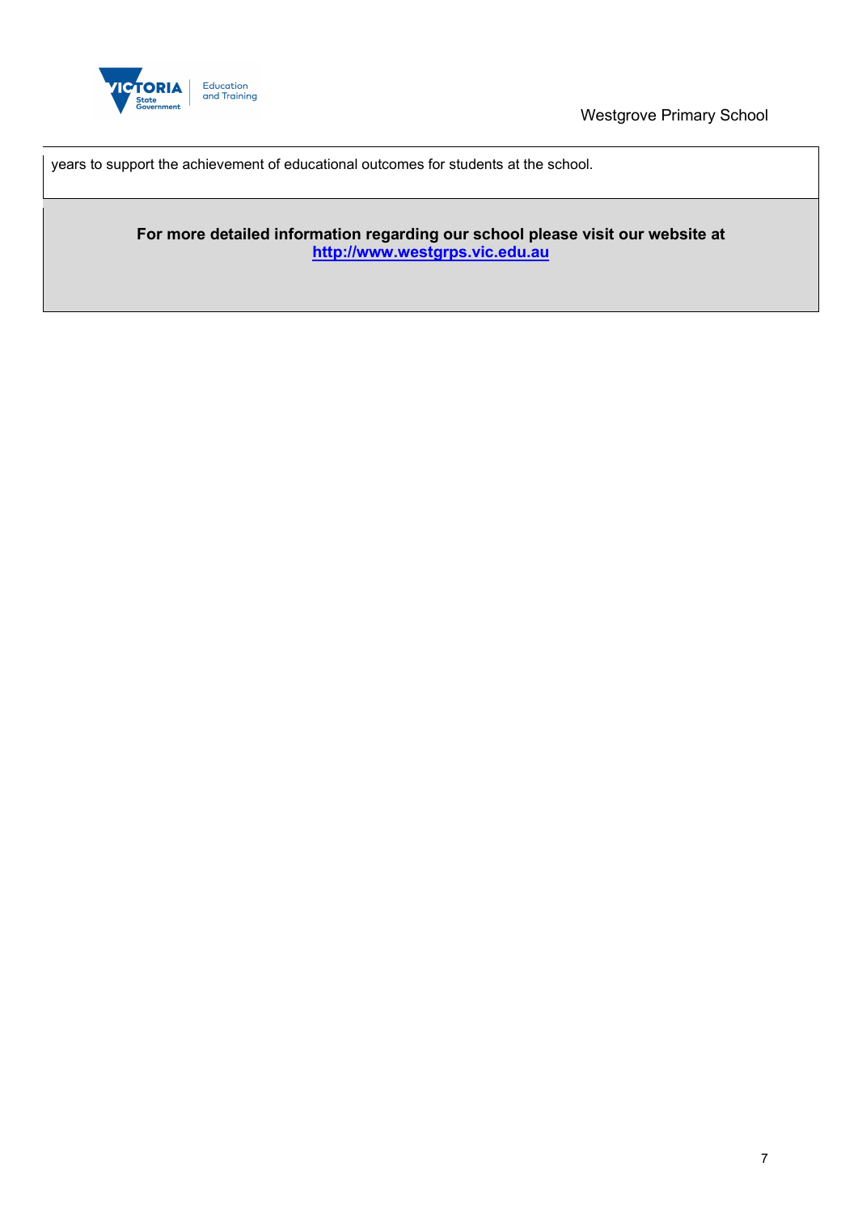years to support the achievement of educational outcomes for students at the school.

**For more detailed information regarding our school please visit our website at [http://www.westgrps.vic.edu.au](http://www.westgrps.vic.edu.au)**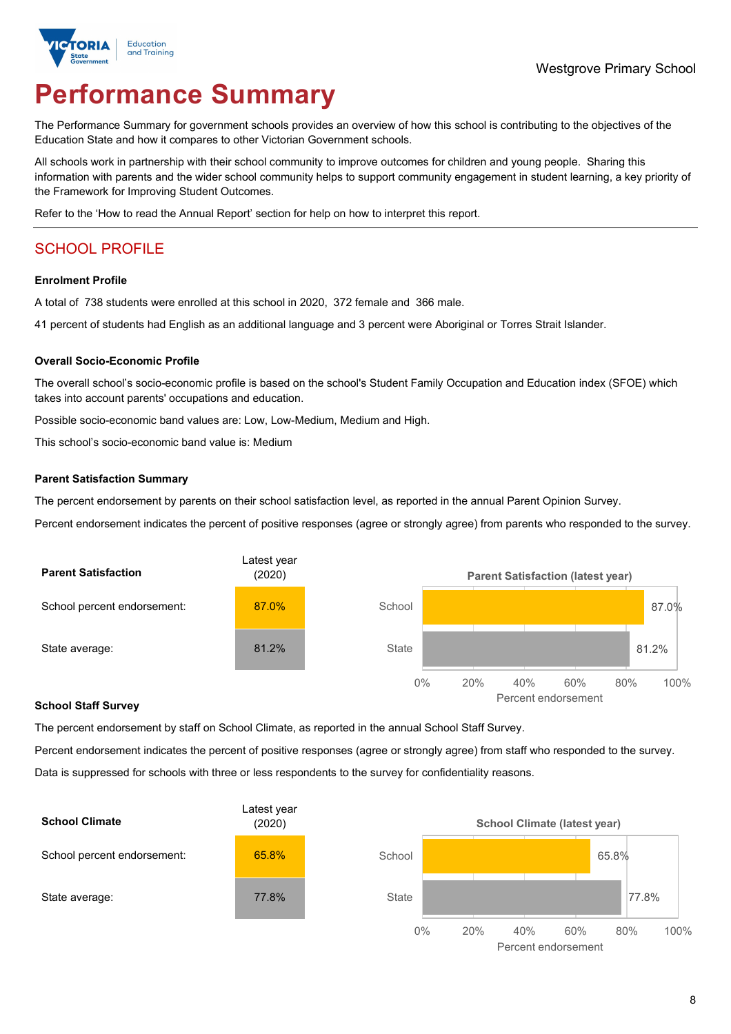Westgrove Primary School

# Performance Summary

The Performance Summary for government schools provides an overview of how this school is contributing to the objectives of the Education State and how it compares to other Victorian Government schools.

All schools work in partnership with their school community to improve outcomes for children and young people. Sharing this information with parents and the wider school community helps to support community engagement in student learning, a key priority of the Framework for Improving Student Outcomes.

Refer to the 'How to read the Annual Report' section for help on how to interpret this report.

## SCHOOL PROFILE

### Enrolment Profile

A total of 738 students were enrolled at this school in 2020, 372 female and 366 male.

41 percent of students had English as an additional language and 3 percent were Aboriginal or Torres Strait Islander.

### Overall Socio-Economic Profile

The overall school's socio-economic profile is based on the school's Student Family Occupation and Education index (SFOE) which takes into account parents' occupations and education.

Possible socio-economic band values are: Low, Low-Medium, Medium and High.

This school's socio-economic band value is: Medium

### Parent Satisfaction Summary

The percent endorsement by parents on their school satisfaction level, as reported in the annual Parent Opinion Survey.

Percent endorsement indicates the percent of positive responses (agree or strongly agree) from parents who responded to the survey.

| Parent Satisfaction | Latest year (2020) |
|---|---|
| School percent endorsement: | 87.0% |
| State average: | 81.2% |

Parent Satisfaction (latest year)

| | Percent endorsement |
|---|---|
| School | 87.0% |
| State | 81.2% |

### School Staff Survey

The percent endorsement by staff on School Climate, as reported in the annual School Staff Survey.

Percent endorsement indicates the percent of positive responses (agree or strongly agree) from staff who responded to the survey.

Data is suppressed for schools with three or less respondents to the survey for confidentiality reasons.

| School Climate | Latest year (2020) |
|---|---|
| School percent endorsement: | 65.8% |
| State average: | 77.8% |

School Climate (latest year)

| | Percent endorsement |
|---|---|
| School | 65.8% |
| State | 77.8% |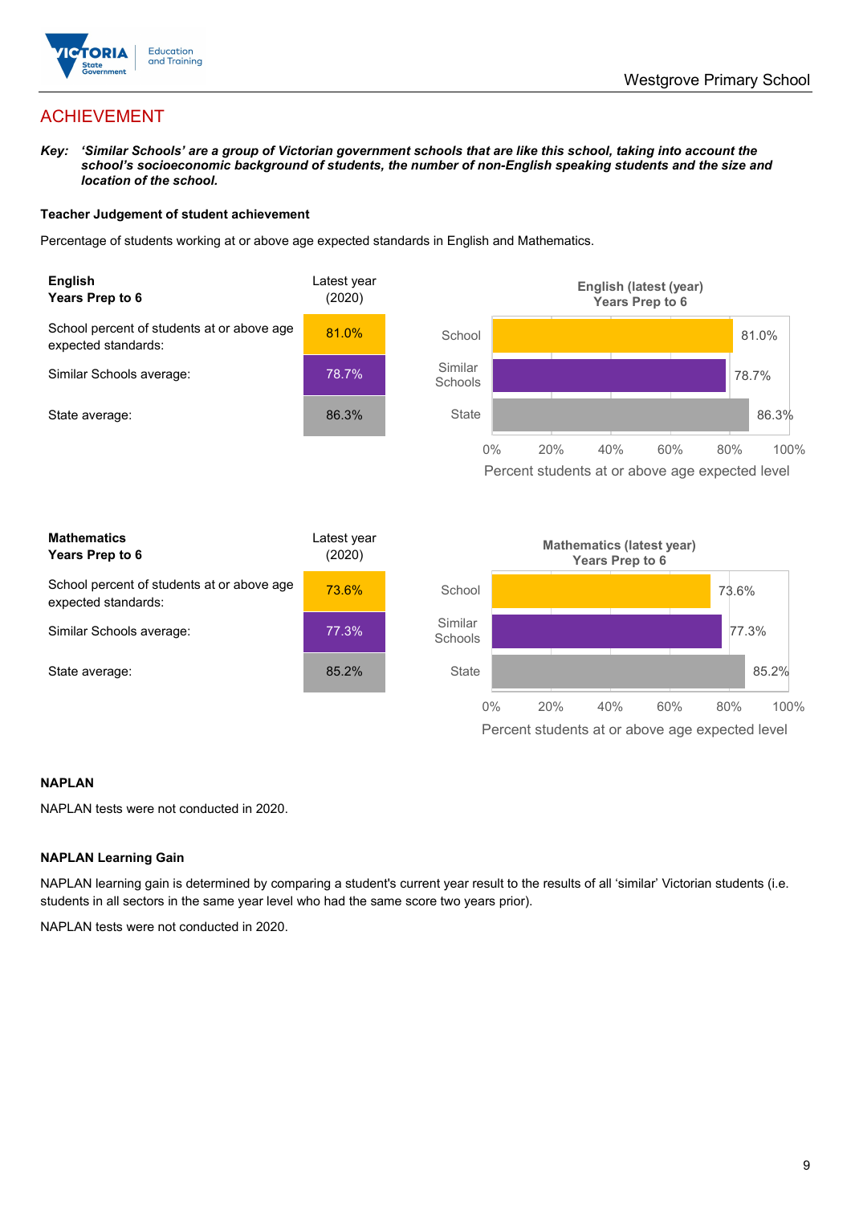# ACHIEVEMENT

***Key:*** ***'Similar Schools' are a group of Victorian government schools that are like this school, taking into account the school's socioeconomic background of students, the number of non-English speaking students and the size and location of the school.***

**Teacher Judgement of student achievement**

Percentage of students working at or above age expected standards in English and Mathematics.

| **English** **Years Prep to 6** | Latest year (2020) |
|---|---|
| School percent of students at or above age expected standards: | 81.0% |
| Similar Schools average: | 78.7% |
| State average: | 86.3% |

**English (latest (year) Years Prep to 6**

| | Percent students at or above age expected level |
|---|---|
| School | 81.0% |
| Similar Schools | 78.7% |
| State | 86.3% |

| **Mathematics** **Years Prep to 6** | Latest year (2020) |
|---|---|
| School percent of students at or above age expected standards: | 73.6% |
| Similar Schools average: | 77.3% |
| State average: | 85.2% |

**Mathematics (latest year) Years Prep to 6**

| | Percent students at or above age expected level |
|---|---|
| School | 73.6% |
| Similar Schools | 77.3% |
| State | 85.2% |

**NAPLAN**

NAPLAN tests were not conducted in 2020.

**NAPLAN Learning Gain**

NAPLAN learning gain is determined by comparing a student's current year result to the results of all 'similar' Victorian students (i.e. students in all sectors in the same year level who had the same score two years prior).

NAPLAN tests were not conducted in 2020.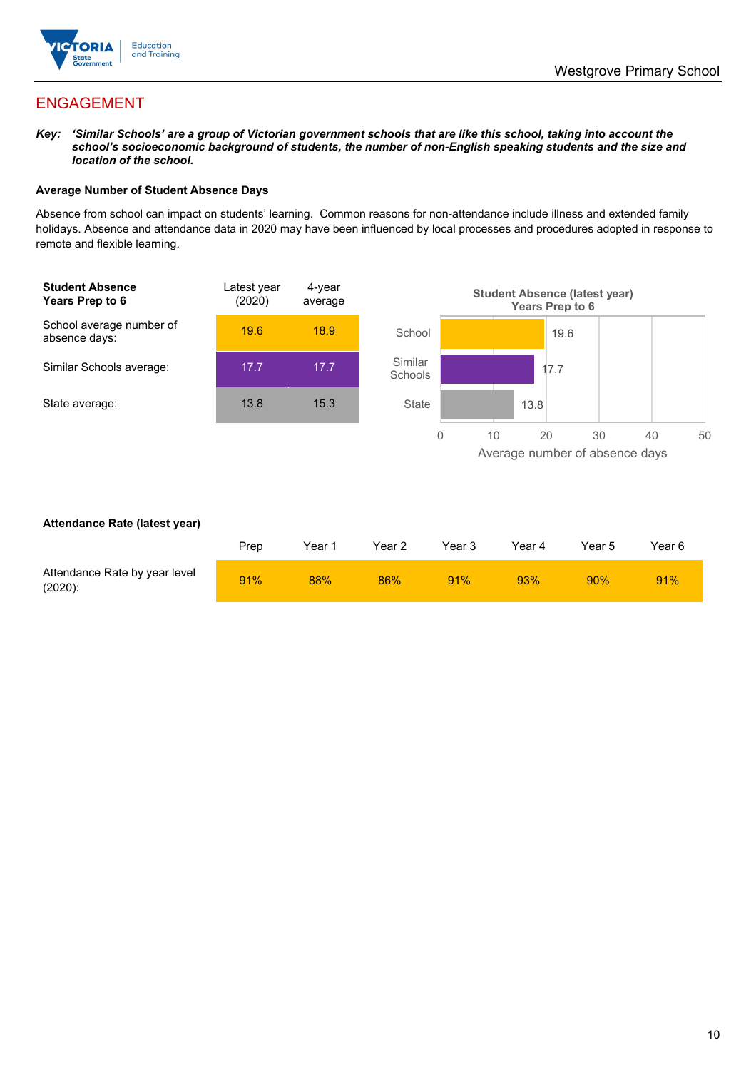## ENGAGEMENT

***Key:** 'Similar Schools' are a group of Victorian government schools that are like this school, taking into account the school's socioeconomic background of students, the number of non-English speaking students and the size and location of the school.*

### Average Number of Student Absence Days

Absence from school can impact on students' learning. Common reasons for non-attendance include illness and extended family holidays. Absence and attendance data in 2020 may have been influenced by local processes and procedures adopted in response to remote and flexible learning.

| **Student Absence Years Prep to 6** | Latest year (2020) | 4-year average |
|---|---|---|
| School average number of absence days: | 19.6 | 18.9 |
| Similar Schools average: | 17.7 | 17.7 |
| State average: | 13.8 | 15.3 |

**Student Absence (latest year) Years Prep to 6**

| | Average number of absence days |
|---|---|
| School | 19.6 |
| Similar Schools | 17.7 |
| State | 13.8 |

### Attendance Rate (latest year)

| | Prep | Year 1 | Year 2 | Year 3 | Year 4 | Year 5 | Year 6 |
|---|---|---|---|---|---|---|---|
| Attendance Rate by year level (2020): | 91% | 88% | 86% | 91% | 93% | 90% | 91% |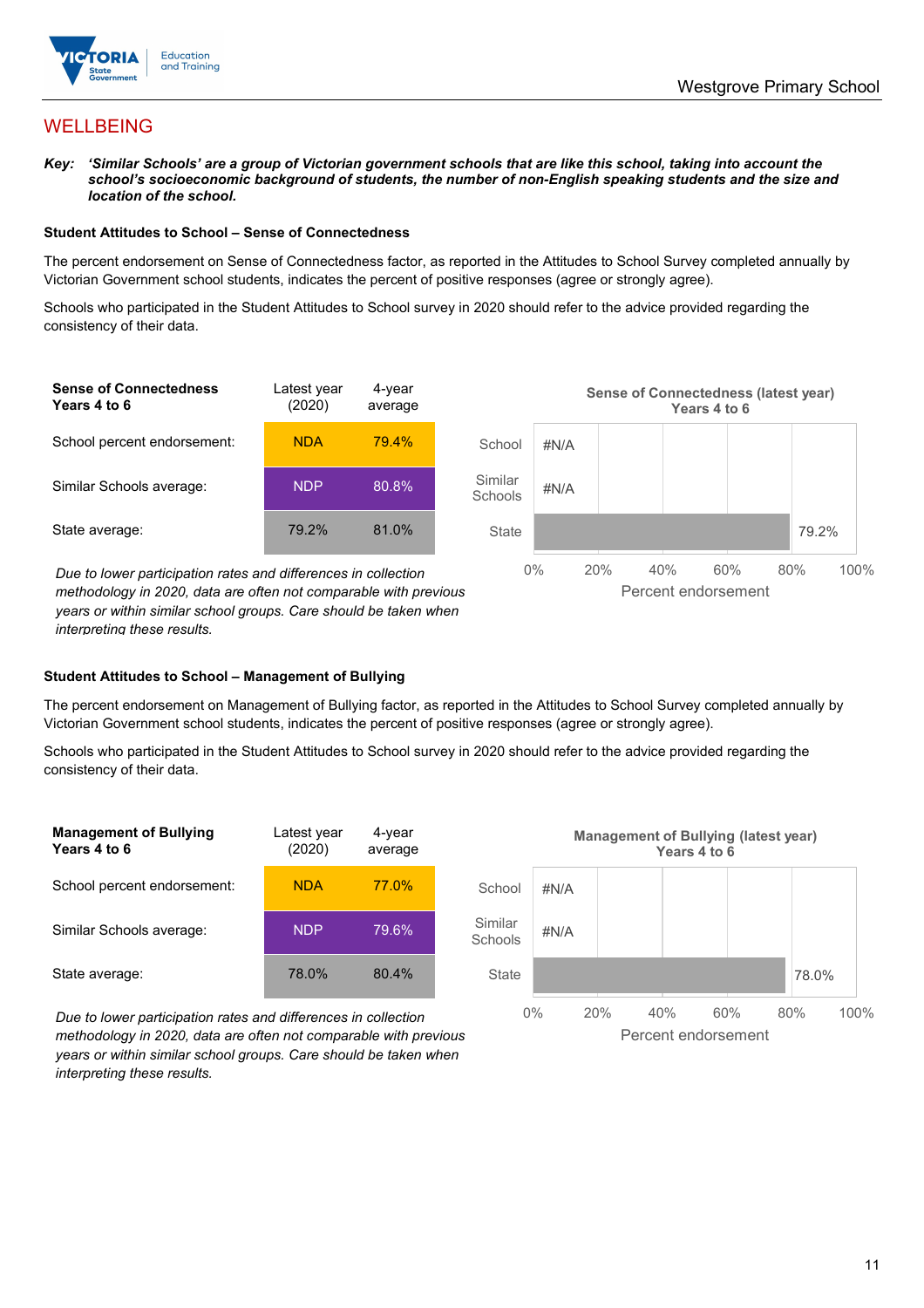## WELLBEING

***Key:*** ***'Similar Schools' are a group of Victorian government schools that are like this school, taking into account the school's socioeconomic background of students, the number of non-English speaking students and the size and location of the school.***

### Student Attitudes to School – Sense of Connectedness

The percent endorsement on Sense of Connectedness factor, as reported in the Attitudes to School Survey completed annually by Victorian Government school students, indicates the percent of positive responses (agree or strongly agree).

Schools who participated in the Student Attitudes to School survey in 2020 should refer to the advice provided regarding the consistency of their data.

| Sense of Connectedness Years 4 to 6 | Latest year (2020) | 4-year average |
|---|---|---|
| School percent endorsement: | NDA | 79.4% |
| Similar Schools average: | NDP | 80.8% |
| State average: | 79.2% | 81.0% |

*Due to lower participation rates and differences in collection methodology in 2020, data are often not comparable with previous years or within similar school groups. Care should be taken when interpreting these results.*

**Sense of Connectedness (latest year) Years 4 to 6**

| | Percent endorsement |
|---|---|
| School | #N/A |
| Similar Schools | #N/A |
| State | 79.2% |

### Student Attitudes to School – Management of Bullying

The percent endorsement on Management of Bullying factor, as reported in the Attitudes to School Survey completed annually by Victorian Government school students, indicates the percent of positive responses (agree or strongly agree).

Schools who participated in the Student Attitudes to School survey in 2020 should refer to the advice provided regarding the consistency of their data.

| Management of Bullying Years 4 to 6 | Latest year (2020) | 4-year average |
|---|---|---|
| School percent endorsement: | NDA | 77.0% |
| Similar Schools average: | NDP | 79.6% |
| State average: | 78.0% | 80.4% |

*Due to lower participation rates and differences in collection methodology in 2020, data are often not comparable with previous years or within similar school groups. Care should be taken when interpreting these results.*

**Management of Bullying (latest year) Years 4 to 6**

| | Percent endorsement |
|---|---|
| School | #N/A |
| Similar Schools | #N/A |
| State | 78.0% |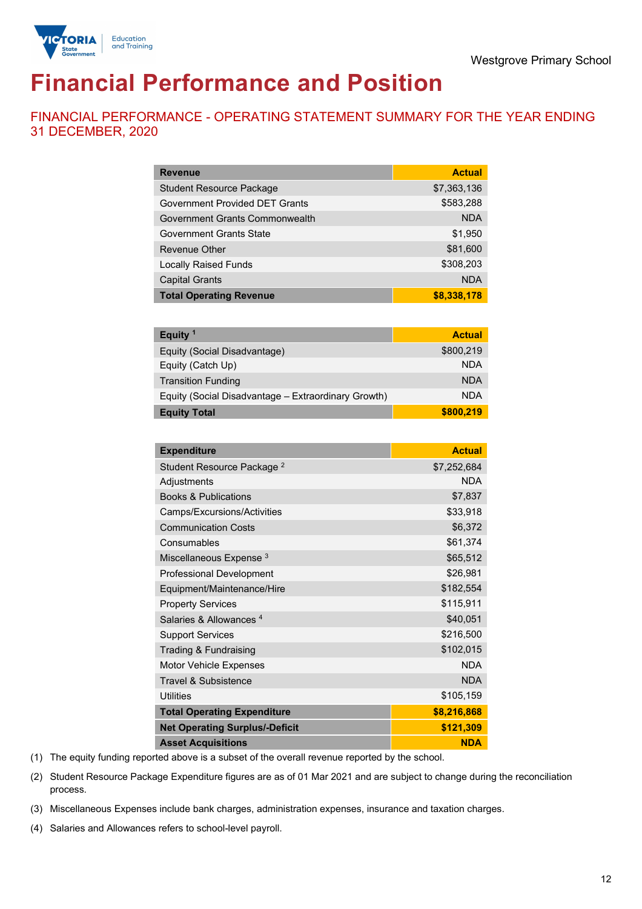Westgrove Primary School

# Financial Performance and Position

## FINANCIAL PERFORMANCE - OPERATING STATEMENT SUMMARY FOR THE YEAR ENDING 31 DECEMBER, 2020

| Revenue | Actual |
|---|---|
| Student Resource Package | $7,363,136 |
| Government Provided DET Grants | $583,288 |
| Government Grants Commonwealth | NDA |
| Government Grants State | $1,950 |
| Revenue Other | $81,600 |
| Locally Raised Funds | $308,203 |
| Capital Grants | NDA |
| **Total Operating Revenue** | **$8,338,178** |

| Equity [1] | Actual |
|---|---|
| Equity (Social Disadvantage) | $800,219 |
| Equity (Catch Up) | NDA |
| Transition Funding | NDA |
| Equity (Social Disadvantage – Extraordinary Growth) | NDA |
| **Equity Total** | **$800,219** |

| Expenditure | Actual |
|---|---|
| Student Resource Package [2] | $7,252,684 |
| Adjustments | NDA |
| Books & Publications | $7,837 |
| Camps/Excursions/Activities | $33,918 |
| Communication Costs | $6,372 |
| Consumables | $61,374 |
| Miscellaneous Expense [3] | $65,512 |
| Professional Development | $26,981 |
| Equipment/Maintenance/Hire | $182,554 |
| Property Services | $115,911 |
| Salaries & Allowances [4] | $40,051 |
| Support Services | $216,500 |
| Trading & Fundraising | $102,015 |
| Motor Vehicle Expenses | NDA |
| Travel & Subsistence | NDA |
| Utilities | $105,159 |
| **Total Operating Expenditure** | **$8,216,868** |
| **Net Operating Surplus/-Deficit** | **$121,309** |
| **Asset Acquisitions** | **NDA** |

(1) The equity funding reported above is a subset of the overall revenue reported by the school.

(2) Student Resource Package Expenditure figures are as of 01 Mar 2021 and are subject to change during the reconciliation process.

(3) Miscellaneous Expenses include bank charges, administration expenses, insurance and taxation charges.

(4) Salaries and Allowances refers to school-level payroll.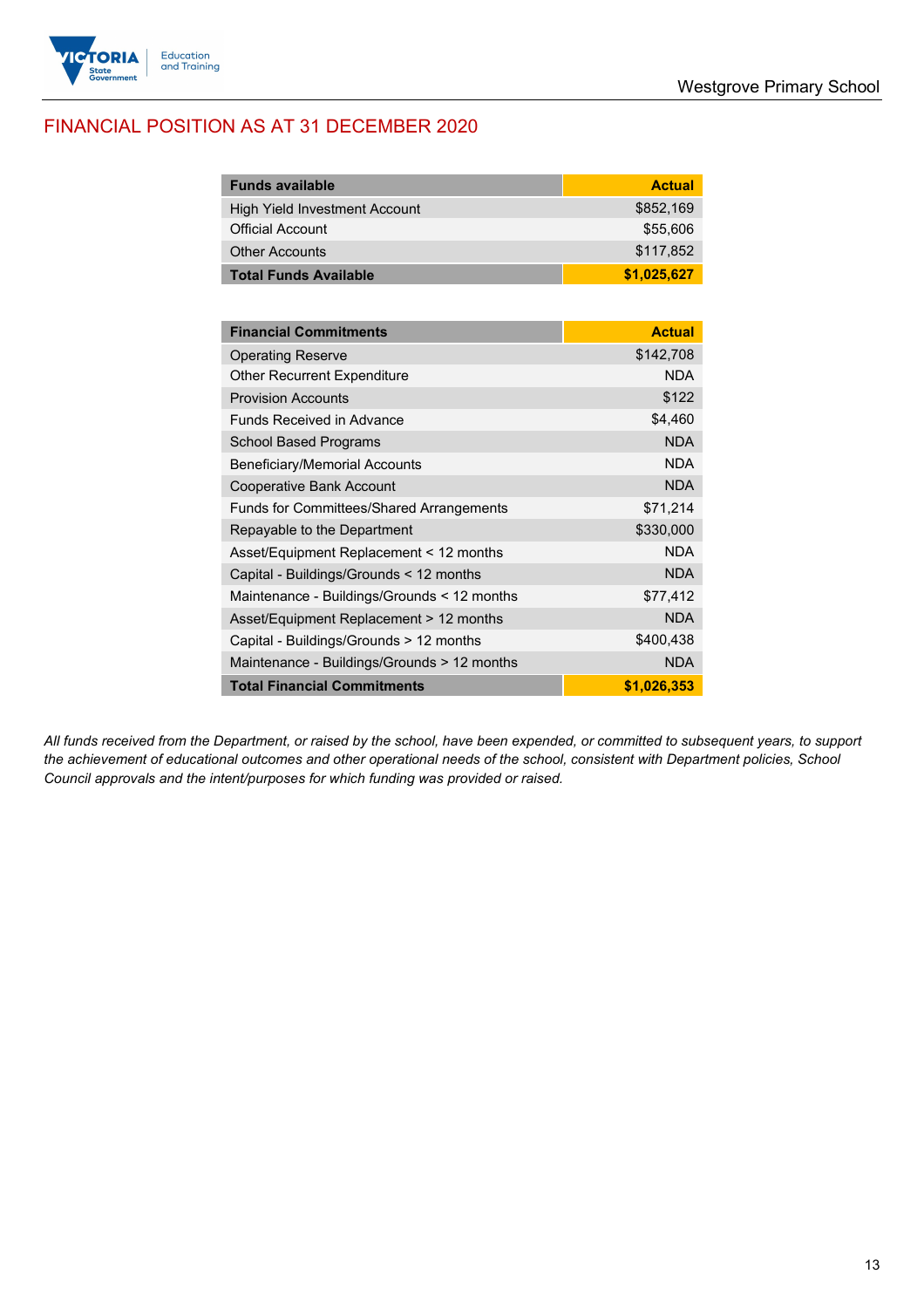## FINANCIAL POSITION AS AT 31 DECEMBER 2020

| Funds available | Actual |
|---|---|
| High Yield Investment Account | $852,169 |
| Official Account | $55,606 |
| Other Accounts | $117,852 |
| **Total Funds Available** | **$1,025,627** |

| Financial Commitments | Actual |
|---|---|
| Operating Reserve | $142,708 |
| Other Recurrent Expenditure | NDA |
| Provision Accounts | $122 |
| Funds Received in Advance | $4,460 |
| School Based Programs | NDA |
| Beneficiary/Memorial Accounts | NDA |
| Cooperative Bank Account | NDA |
| Funds for Committees/Shared Arrangements | $71,214 |
| Repayable to the Department | $330,000 |
| Asset/Equipment Replacement < 12 months | NDA |
| Capital - Buildings/Grounds < 12 months | NDA |
| Maintenance - Buildings/Grounds < 12 months | $77,412 |
| Asset/Equipment Replacement > 12 months | NDA |
| Capital - Buildings/Grounds > 12 months | $400,438 |
| Maintenance - Buildings/Grounds > 12 months | NDA |
| **Total Financial Commitments** | **$1,026,353** |

*All funds received from the Department, or raised by the school, have been expended, or committed to subsequent years, to support the achievement of educational outcomes and other operational needs of the school, consistent with Department policies, School Council approvals and the intent/purposes for which funding was provided or raised.*